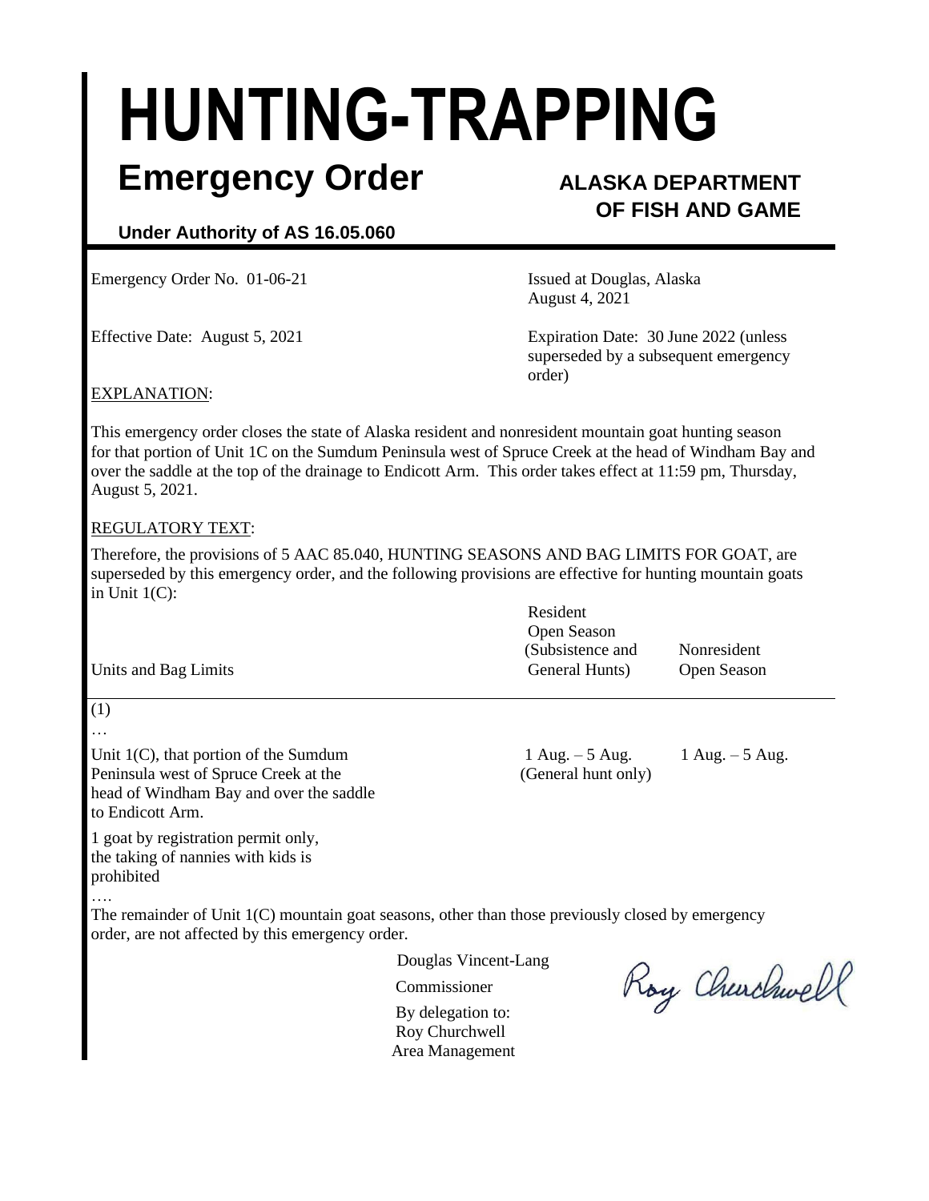# HUNTING-TRAPPING

## Emergency Order

**ALASKA DEPARTMENT OF FISH AND GAME**

**Under Authority of AS 16.05.060**

Emergency Order No. 01-06-21

Issued at Douglas, Alaska
August 4, 2021

Effective Date: August 5, 2021

Expiration Date: 30 June 2022 (unless superseded by a subsequent emergency order)

EXPLANATION:

This emergency order closes the state of Alaska resident and nonresident mountain goat hunting season for that portion of Unit 1C on the Sumdum Peninsula west of Spruce Creek at the head of Windham Bay and over the saddle at the top of the drainage to Endicott Arm. This order takes effect at 11:59 pm, Thursday, August 5, 2021.

REGULATORY TEXT:

Therefore, the provisions of 5 AAC 85.040, HUNTING SEASONS AND BAG LIMITS FOR GOAT, are superseded by this emergency order, and the following provisions are effective for hunting mountain goats in Unit 1(C):

| Units and Bag Limits | Resident Open Season (Subsistence and General Hunts) | Nonresident Open Season |
|---|---|---|
| (1) | | |
| … | | |
| Unit 1(C), that portion of the Sumdum Peninsula west of Spruce Creek at the head of Windham Bay and over the saddle to Endicott Arm. | 1 Aug. – 5 Aug. (General hunt only) | 1 Aug. – 5 Aug. |
| 1 goat by registration permit only, the taking of nannies with kids is prohibited | | |
| …. | | |

The remainder of Unit 1(C) mountain goat seasons, other than those previously closed by emergency order, are not affected by this emergency order.

Douglas Vincent-Lang
Commissioner
By delegation to:
Roy Churchwell
Area Management

Roy Churchwell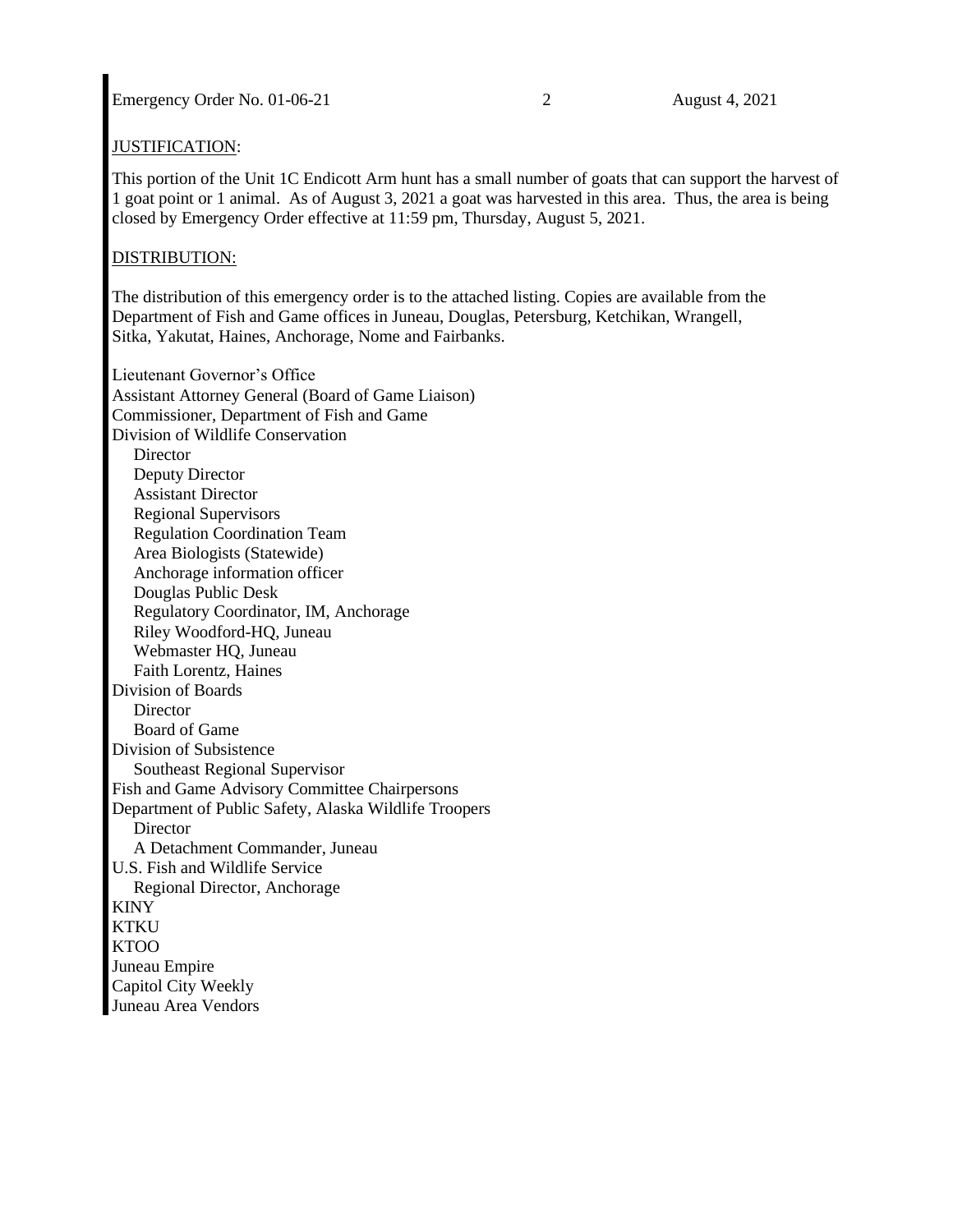JUSTIFICATION:

This portion of the Unit 1C Endicott Arm hunt has a small number of goats that can support the harvest of 1 goat point or 1 animal. As of August 3, 2021 a goat was harvested in this area. Thus, the area is being closed by Emergency Order effective at 11:59 pm, Thursday, August 5, 2021.

DISTRIBUTION:

The distribution of this emergency order is to the attached listing. Copies are available from the Department of Fish and Game offices in Juneau, Douglas, Petersburg, Ketchikan, Wrangell, Sitka, Yakutat, Haines, Anchorage, Nome and Fairbanks.

Lieutenant Governor's Office
Assistant Attorney General (Board of Game Liaison)
Commissioner, Department of Fish and Game
Division of Wildlife Conservation
- Director
- Deputy Director
- Assistant Director
- Regional Supervisors
- Regulation Coordination Team
- Area Biologists (Statewide)
- Anchorage information officer
- Douglas Public Desk
- Regulatory Coordinator, IM, Anchorage
- Riley Woodford-HQ, Juneau
- Webmaster HQ, Juneau
- Faith Lorentz, Haines

Division of Boards
- Director
- Board of Game

Division of Subsistence
- Southeast Regional Supervisor

Fish and Game Advisory Committee Chairpersons
Department of Public Safety, Alaska Wildlife Troopers
- Director
- A Detachment Commander, Juneau

U.S. Fish and Wildlife Service
- Regional Director, Anchorage

KINY
KTKU
KTOO
Juneau Empire
Capitol City Weekly
Juneau Area Vendors